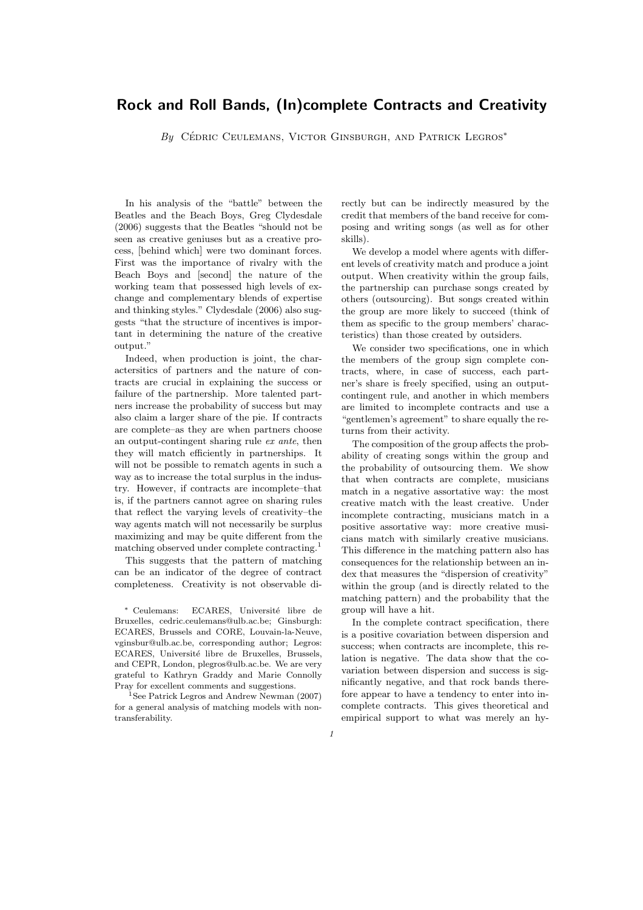# Rock and Roll Bands, (In)complete Contracts and Creativity

*By* Cédric Ceulemans, Victor Ginsburgh, and Patrick Legros*

In his analysis of the "battle" between the Beatles and the Beach Boys, Greg Clydesdale (2006) suggests that the Beatles "should not be seen as creative geniuses but as a creative process, [behind which] were two dominant forces. First was the importance of rivalry with the Beach Boys and [second] the nature of the working team that possessed high levels of exchange and complementary blends of expertise and thinking styles." Clydesdale (2006) also suggests "that the structure of incentives is important in determining the nature of the creative output."

Indeed, when production is joint, the charactersitics of partners and the nature of contracts are crucial in explaining the success or failure of the partnership. More talented partners increase the probability of success but may also claim a larger share of the pie. If contracts are complete–as they are when partners choose an output-contingent sharing rule *ex ante*, then they will match efficiently in partnerships. It will not be possible to rematch agents in such a way as to increase the total surplus in the industry. However, if contracts are incomplete–that is, if the partners cannot agree on sharing rules that reflect the varying levels of creativity–the way agents match will not necessarily be surplus maximizing and may be quite different from the matching observed under complete contracting.[1]

This suggests that the pattern of matching can be an indicator of the degree of contract completeness. Creativity is not observable directly but can be indirectly measured by the credit that members of the band receive for composing and writing songs (as well as for other skills).

We develop a model where agents with different levels of creativity match and produce a joint output. When creativity within the group fails, the partnership can purchase songs created by others (outsourcing). But songs created within the group are more likely to succeed (think of them as specific to the group members' characteristics) than those created by outsiders.

We consider two specifications, one in which the members of the group sign complete contracts, where, in case of success, each partner's share is freely specified, using an output-contingent rule, and another in which members are limited to incomplete contracts and use a "gentlemen's agreement" to share equally the returns from their activity.

The composition of the group affects the probability of creating songs within the group and the probability of outsourcing them. We show that when contracts are complete, musicians match in a negative assortative way: the most creative match with the least creative. Under incomplete contracting, musicians match in a positive assortative way: more creative musicians match with similarly creative musicians. This difference in the matching pattern also has consequences for the relationship between an index that measures the "dispersion of creativity" within the group (and is directly related to the matching pattern) and the probability that the group will have a hit.

In the complete contract specification, there is a positive covariation between dispersion and success; when contracts are incomplete, this relation is negative. The data show that the covariation between dispersion and success is significantly negative, and that rock bands therefore appear to have a tendency to enter into incomplete contracts. This gives theoretical and empirical support to what was merely an hy-

\* Ceulemans: ECARES, Université libre de Bruxelles, cedric.ceulemans@ulb.ac.be; Ginsburgh: ECARES, Brussels and CORE, Louvain-la-Neuve, vginsbur@ulb.ac.be, corresponding author; Legros: ECARES, Université libre de Bruxelles, Brussels, and CEPR, London, plegros@ulb.ac.be. We are very grateful to Kathryn Graddy and Marie Connolly Pray for excellent comments and suggestions.

[1] See Patrick Legros and Andrew Newman (2007) for a general analysis of matching models with nontransferability.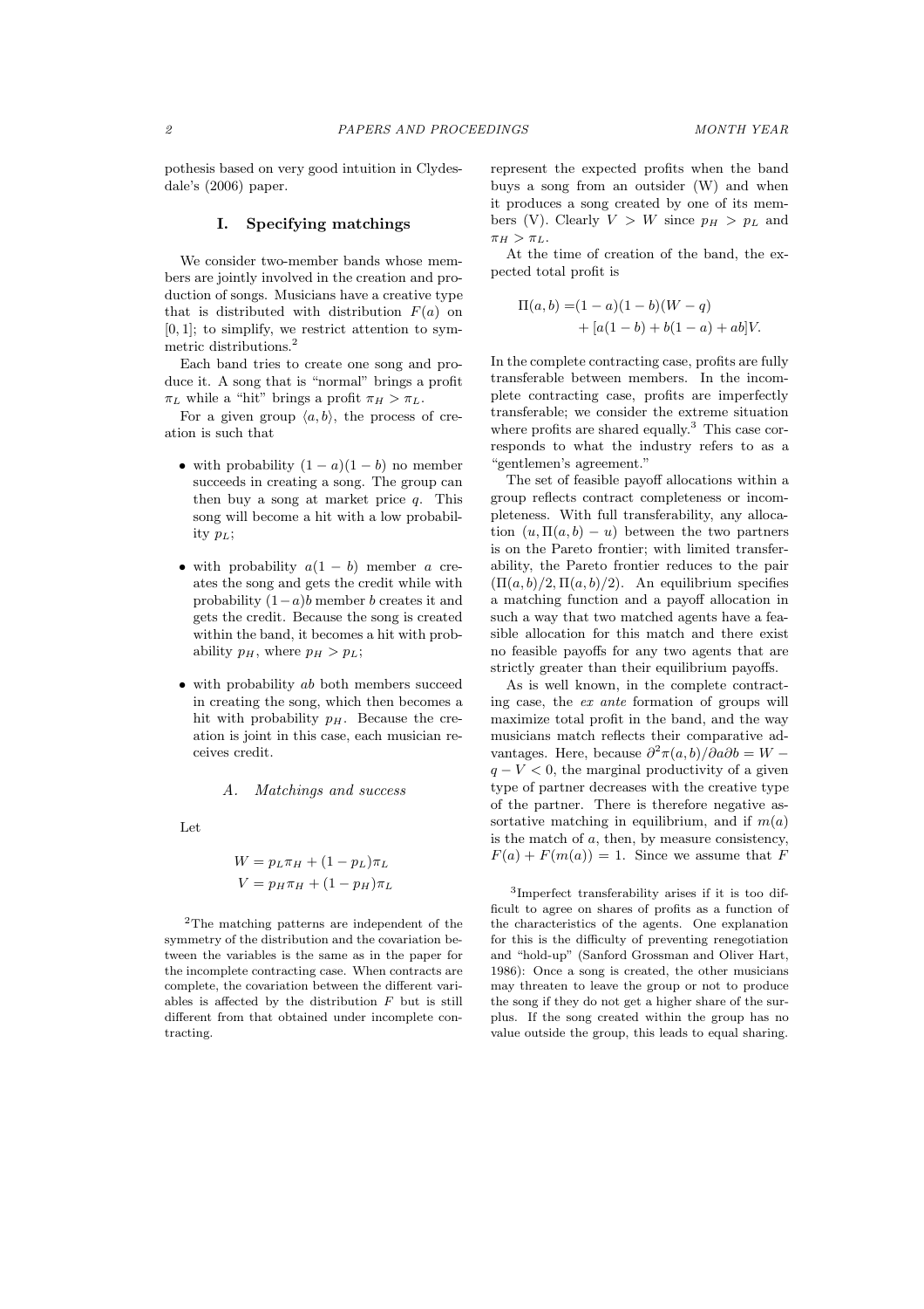pothesis based on very good intuition in Clydesdale's (2006) paper.

## I. Specifying matchings

We consider two-member bands whose members are jointly involved in the creation and production of songs. Musicians have a creative type that is distributed with distribution $F(a)$ on $[0,1]$; to simplify, we restrict attention to symmetric distributions.[2]

Each band tries to create one song and produce it. A song that is "normal" brings a profit $\pi_L$ while a "hit" brings a profit $\pi_H > \pi_L$.

For a given group $\langle a, b\rangle$, the process of creation is such that

- with probability $(1-a)(1-b)$ no member succeeds in creating a song. The group can then buy a song at market price $q$. This song will become a hit with a low probability $p_L$;
- with probability $a(1-b)$ member $a$ creates the song and gets the credit while with probability $(1-a)b$ member $b$ creates it and gets the credit. Because the song is created within the band, it becomes a hit with probability $p_H$, where $p_H > p_L$;
- with probability $ab$ both members succeed in creating the song, which then becomes a hit with probability $p_H$. Because the creation is joint in this case, each musician receives credit.

### A. Matchings and success

Let

$$W = p_L \pi_H + (1-p_L)\pi_L$$
$$V = p_H \pi_H + (1-p_H)\pi_L$$

represent the expected profits when the band buys a song from an outsider (W) and when it produces a song created by one of its members (V). Clearly $V > W$ since $p_H > p_L$ and $\pi_H > \pi_L$.

At the time of creation of the band, the expected total profit is

$$\Pi(a,b) = (1-a)(1-b)(W-q) + [a(1-b) + b(1-a) + ab]V.$$

In the complete contracting case, profits are fully transferable between members. In the incomplete contracting case, profits are imperfectly transferable; we consider the extreme situation where profits are shared equally.[3] This case corresponds to what the industry refers to as a "gentlemen's agreement."

The set of feasible payoff allocations within a group reflects contract completeness or incompleteness. With full transferability, any allocation $(u, \Pi(a,b) - u)$ between the two partners is on the Pareto frontier; with limited transferability, the Pareto frontier reduces to the pair $(\Pi(a,b)/2, \Pi(a,b)/2)$. An equilibrium specifies a matching function and a payoff allocation in such a way that two matched agents have a feasible allocation for this match and there exist no feasible payoffs for any two agents that are strictly greater than their equilibrium payoffs.

As is well known, in the complete contracting case, the *ex ante* formation of groups will maximize total profit in the band, and the way musicians match reflects their comparative advantages. Here, because $\partial^2\pi(a,b)/\partial a\partial b = W - q - V < 0$, the marginal productivity of a given type of partner decreases with the creative type of the partner. There is therefore negative assortative matching in equilibrium, and if $m(a)$ is the match of $a$, then, by measure consistency, $F(a) + F(m(a)) = 1$. Since we assume that $F$

[2] The matching patterns are independent of the symmetry of the distribution and the covariation between the variables is the same as in the paper for the incomplete contracting case. When contracts are complete, the covariation between the different variables is affected by the distribution $F$ but is still different from that obtained under incomplete contracting.

[3] Imperfect transferability arises if it is too difficult to agree on shares of profits as a function of the characteristics of the agents. One explanation for this is the difficulty of preventing renegotiation and "hold-up" (Sanford Grossman and Oliver Hart, 1986): Once a song is created, the other musicians may threaten to leave the group or not to produce the song if they do not get a higher share of the surplus. If the song created within the group has no value outside the group, this leads to equal sharing.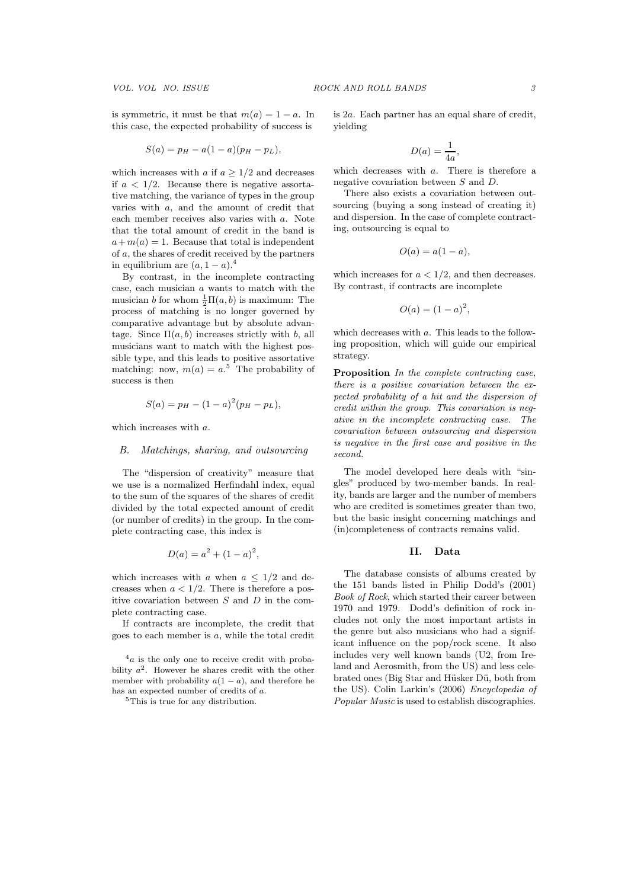is symmetric, it must be that $m(a) = 1 - a$. In this case, the expected probability of success is

$$S(a) = p_H - a(1-a)(p_H - p_L),$$

which increases with $a$ if $a \geq 1/2$ and decreases if $a < 1/2$. Because there is negative assortative matching, the variance of types in the group varies with $a$, and the amount of credit that each member receives also varies with $a$. Note that the total amount of credit in the band is $a + m(a) = 1$. Because that total is independent of $a$, the shares of credit received by the partners in equilibrium are $(a, 1-a)$.[4]

By contrast, in the incomplete contracting case, each musician $a$ wants to match with the musician $b$ for whom $\frac{1}{2}\Pi(a,b)$ is maximum: The process of matching is no longer governed by comparative advantage but by absolute advantage. Since $\Pi(a,b)$ increases strictly with $b$, all musicians want to match with the highest possible type, and this leads to positive assortative matching: now, $m(a) = a$.[5] The probability of success is then

$$S(a) = p_H - (1-a)^2(p_H - p_L),$$

which increases with $a$.

### B. Matchings, sharing, and outsourcing

The "dispersion of creativity" measure that we use is a normalized Herfindahl index, equal to the sum of the squares of the shares of credit divided by the total expected amount of credit (or number of credits) in the group. In the complete contracting case, this index is

$$D(a) = a^2 + (1-a)^2,$$

which increases with $a$ when $a \leq 1/2$ and decreases when $a < 1/2$. There is therefore a positive covariation between $S$ and $D$ in the complete contracting case.

If contracts are incomplete, the credit that goes to each member is $a$, while the total credit is $2a$. Each partner has an equal share of credit, yielding

$$D(a) = \frac{1}{4a},$$

which decreases with $a$. There is therefore a negative covariation between $S$ and $D$.

There also exists a covariation between outsourcing (buying a song instead of creating it) and dispersion. In the case of complete contracting, outsourcing is equal to

$$O(a) = a(1-a),$$

which increases for $a < 1/2$, and then decreases. By contrast, if contracts are incomplete

$$O(a) = (1-a)^2,$$

which decreases with $a$. This leads to the following proposition, which will guide our empirical strategy.

**Proposition** *In the complete contracting case, there is a positive covariation between the expected probability of a hit and the dispersion of credit within the group. This covariation is negative in the incomplete contracting case. The covariation between outsourcing and dispersion is negative in the first case and positive in the second.*

The model developed here deals with "singles" produced by two-member bands. In reality, bands are larger and the number of members who are credited is sometimes greater than two, but the basic insight concerning matchings and (in)completeness of contracts remains valid.

## II. Data

The database consists of albums created by the 151 bands listed in Philip Dodd's (2001) *Book of Rock*, which started their career between 1970 and 1979. Dodd's definition of rock includes not only the most important artists in the genre but also musicians who had a significant influence on the pop/rock scene. It also includes very well known bands (U2, from Ireland and Aerosmith, from the US) and less celebrated ones (Big Star and Hüsker Dü, both from the US). Colin Larkin's (2006) *Encyclopedia of Popular Music* is used to establish discographies.

[4] $a$ is the only one to receive credit with probability $a^2$. However he shares credit with the other member with probability $a(1-a)$, and therefore he has an expected number of credits of $a$.

[5] This is true for any distribution.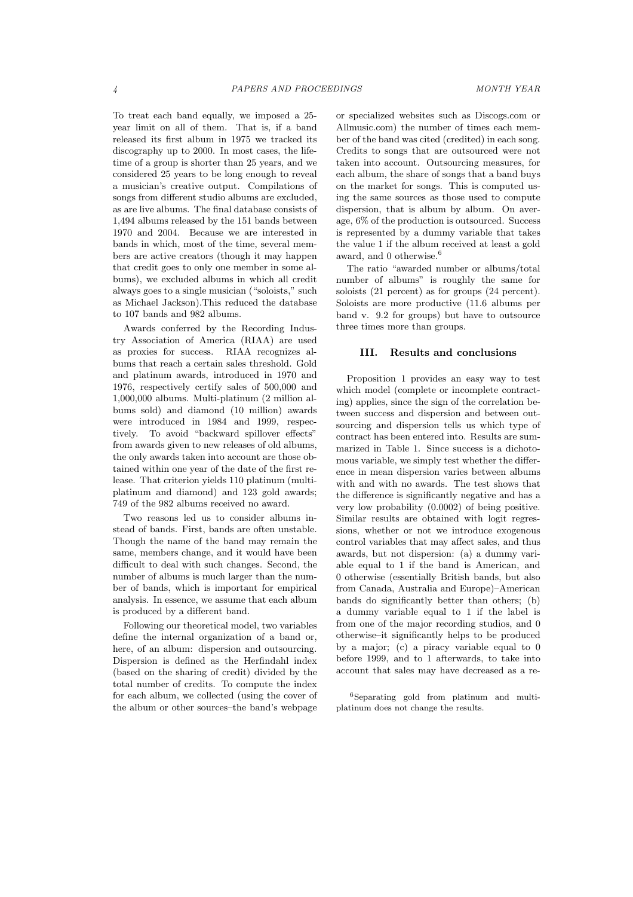To treat each band equally, we imposed a 25-year limit on all of them. That is, if a band released its first album in 1975 we tracked its discography up to 2000. In most cases, the lifetime of a group is shorter than 25 years, and we considered 25 years to be long enough to reveal a musician's creative output. Compilations of songs from different studio albums are excluded, as are live albums. The final database consists of 1,494 albums released by the 151 bands between 1970 and 2004. Because we are interested in bands in which, most of the time, several members are active creators (though it may happen that credit goes to only one member in some albums), we excluded albums in which all credit always goes to a single musician ("soloists," such as Michael Jackson).This reduced the database to 107 bands and 982 albums.

Awards conferred by the Recording Industry Association of America (RIAA) are used as proxies for success. RIAA recognizes albums that reach a certain sales threshold. Gold and platinum awards, introduced in 1970 and 1976, respectively certify sales of 500,000 and 1,000,000 albums. Multi-platinum (2 million albums sold) and diamond (10 million) awards were introduced in 1984 and 1999, respectively. To avoid "backward spillover effects" from awards given to new releases of old albums, the only awards taken into account are those obtained within one year of the date of the first release. That criterion yields 110 platinum (multi-platinum and diamond) and 123 gold awards; 749 of the 982 albums received no award.

Two reasons led us to consider albums instead of bands. First, bands are often unstable. Though the name of the band may remain the same, members change, and it would have been difficult to deal with such changes. Second, the number of albums is much larger than the number of bands, which is important for empirical analysis. In essence, we assume that each album is produced by a different band.

Following our theoretical model, two variables define the internal organization of a band or, here, of an album: dispersion and outsourcing. Dispersion is defined as the Herfindahl index (based on the sharing of credit) divided by the total number of credits. To compute the index for each album, we collected (using the cover of the album or other sources–the band's webpage or specialized websites such as Discogs.com or Allmusic.com) the number of times each member of the band was cited (credited) in each song. Credits to songs that are outsourced were not taken into account. Outsourcing measures, for each album, the share of songs that a band buys on the market for songs. This is computed using the same sources as those used to compute dispersion, that is album by album. On average, 6% of the production is outsourced. Success is represented by a dummy variable that takes the value 1 if the album received at least a gold award, and 0 otherwise.[6]

The ratio "awarded number or albums/total number of albums" is roughly the same for soloists (21 percent) as for groups (24 percent). Soloists are more productive (11.6 albums per band v. 9.2 for groups) but have to outsource three times more than groups.

## III. Results and conclusions

Proposition 1 provides an easy way to test which model (complete or incomplete contracting) applies, since the sign of the correlation between success and dispersion and between outsourcing and dispersion tells us which type of contract has been entered into. Results are summarized in Table 1. Since success is a dichotomous variable, we simply test whether the difference in mean dispersion varies between albums with and with no awards. The test shows that the difference is significantly negative and has a very low probability (0.0002) of being positive. Similar results are obtained with logit regressions, whether or not we introduce exogenous control variables that may affect sales, and thus awards, but not dispersion: (a) a dummy variable equal to 1 if the band is American, and 0 otherwise (essentially British bands, but also from Canada, Australia and Europe)–American bands do significantly better than others; (b) a dummy variable equal to 1 if the label is from one of the major recording studios, and 0 otherwise–it significantly helps to be produced by a major; (c) a piracy variable equal to 0 before 1999, and to 1 afterwards, to take into account that sales may have decreased as a re-

[6] Separating gold from platinum and multi-platinum does not change the results.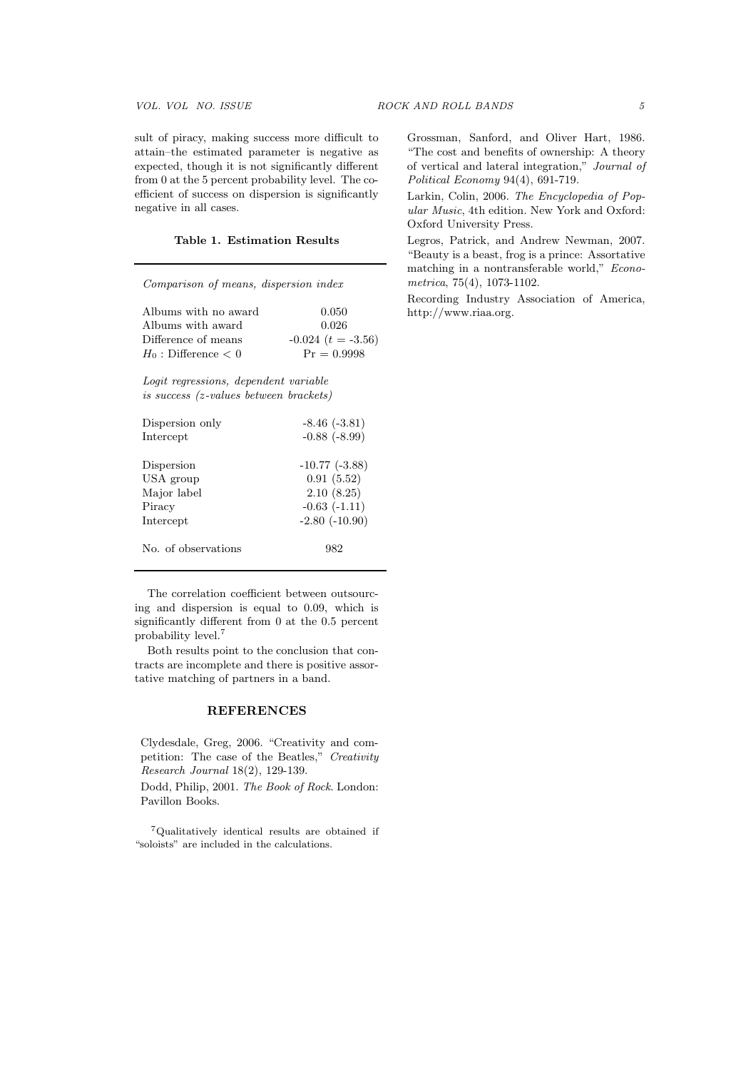sult of piracy, making success more difficult to attain–the estimated parameter is negative as expected, though it is not significantly different from 0 at the 5 percent probability level. The coefficient of success on dispersion is significantly negative in all cases.

**Table 1. Estimation Results**

| | |
|---|---|
| *Comparison of means, dispersion index* | |
| Albums with no award | 0.050 |
| Albums with award | 0.026 |
| Difference of means | -0.024 ($t$ = -3.56) |
| $H_0$ : Difference $< 0$ | Pr = 0.9998 |
| *Logit regressions, dependent variable is success (z-values between brackets)* | |
| Dispersion only | -8.46 (-3.81) |
| Intercept | -0.88 (-8.99) |
| Dispersion | -10.77 (-3.88) |
| USA group | 0.91 (5.52) |
| Major label | 2.10 (8.25) |
| Piracy | -0.63 (-1.11) |
| Intercept | -2.80 (-10.90) |
| No. of observations | 982 |

The correlation coefficient between outsourcing and dispersion is equal to 0.09, which is significantly different from 0 at the 0.5 percent probability level.[7]

Both results point to the conclusion that contracts are incomplete and there is positive assortative matching of partners in a band.

## REFERENCES

Clydesdale, Greg, 2006. "Creativity and competition: The case of the Beatles," *Creativity Research Journal* 18(2), 129-139.

Dodd, Philip, 2001. *The Book of Rock*. London: Pavillon Books.

Grossman, Sanford, and Oliver Hart, 1986. "The cost and benefits of ownership: A theory of vertical and lateral integration," *Journal of Political Economy* 94(4), 691-719.

Larkin, Colin, 2006. *The Encyclopedia of Popular Music*, 4th edition. New York and Oxford: Oxford University Press.

Legros, Patrick, and Andrew Newman, 2007. "Beauty is a beast, frog is a prince: Assortative matching in a nontransferable world," *Econometrica*, 75(4), 1073-1102.

Recording Industry Association of America, http://www.riaa.org.

[7] Qualitatively identical results are obtained if "soloists" are included in the calculations.